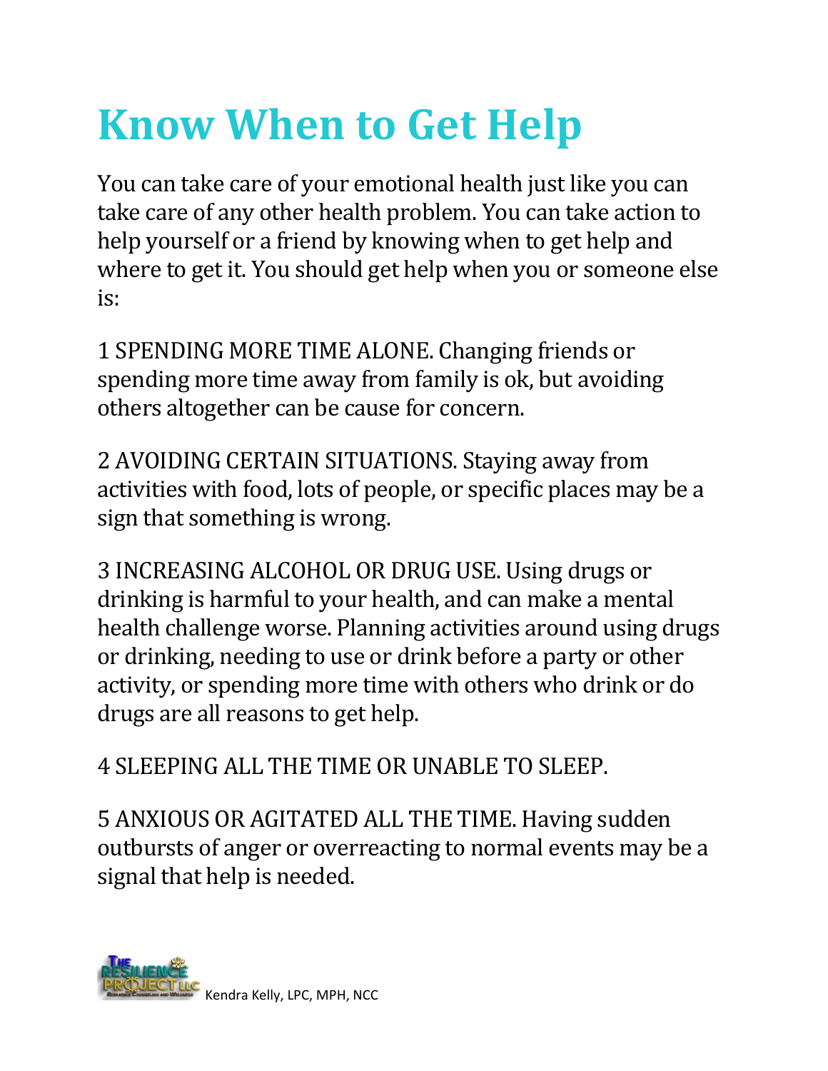# Know When to Get Help

You can take care of your emotional health just like you can take care of any other health problem. You can take action to help yourself or a friend by knowing when to get help and where to get it. You should get help when you or someone else is:

1 SPENDING MORE TIME ALONE. Changing friends or spending more time away from family is ok, but avoiding others altogether can be cause for concern.

2 AVOIDING CERTAIN SITUATIONS. Staying away from activities with food, lots of people, or specific places may be a sign that something is wrong.

3 INCREASING ALCOHOL OR DRUG USE. Using drugs or drinking is harmful to your health, and can make a mental health challenge worse. Planning activities around using drugs or drinking, needing to use or drink before a party or other activity, or spending more time with others who drink or do drugs are all reasons to get help.

4 SLEEPING ALL THE TIME OR UNABLE TO SLEEP.

5 ANXIOUS OR AGITATED ALL THE TIME. Having sudden outbursts of anger or overreacting to normal events may be a signal that help is needed.

Kendra Kelly, LPC, MPH, NCC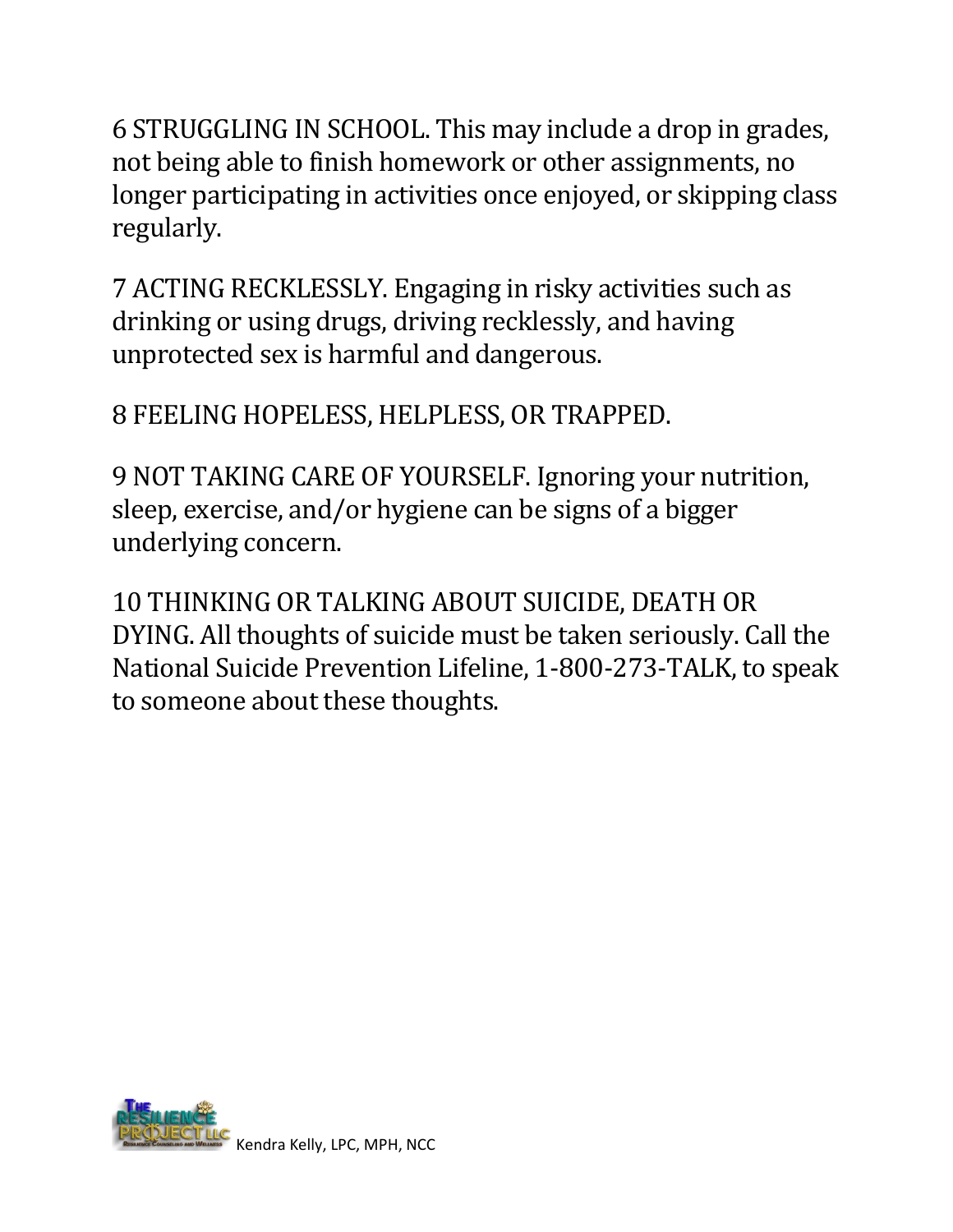6 STRUGGLING IN SCHOOL. This may include a drop in grades, not being able to finish homework or other assignments, no longer participating in activities once enjoyed, or skipping class regularly.

7 ACTING RECKLESSLY. Engaging in risky activities such as drinking or using drugs, driving recklessly, and having unprotected sex is harmful and dangerous.

8 FEELING HOPELESS, HELPLESS, OR TRAPPED.

9 NOT TAKING CARE OF YOURSELF. Ignoring your nutrition, sleep, exercise, and/or hygiene can be signs of a bigger underlying concern.

10 THINKING OR TALKING ABOUT SUICIDE, DEATH OR DYING. All thoughts of suicide must be taken seriously. Call the National Suicide Prevention Lifeline, 1-800-273-TALK, to speak to someone about these thoughts.